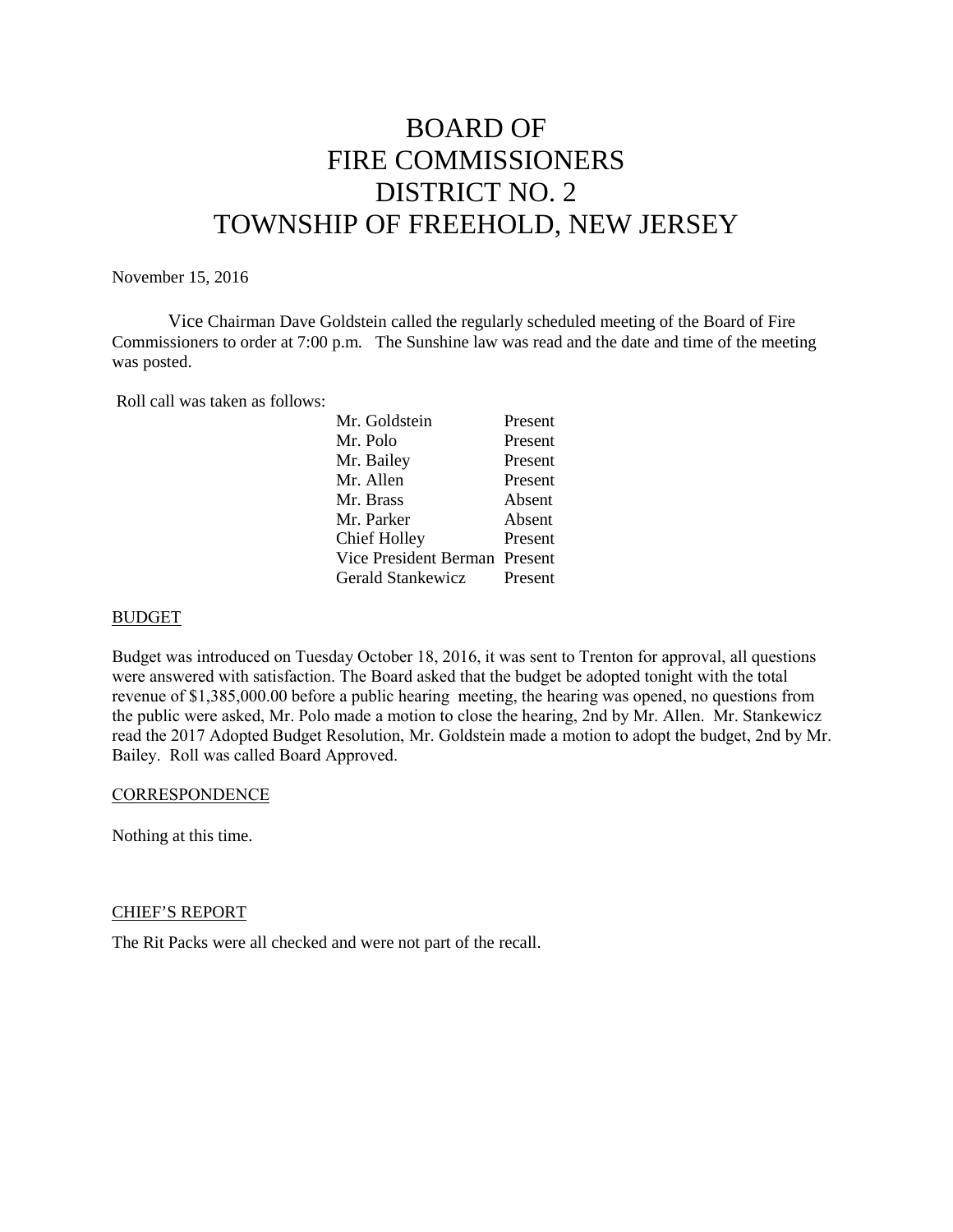# BOARD OF FIRE COMMISSIONERS DISTRICT NO. 2 TOWNSHIP OF FREEHOLD, NEW JERSEY

November 15, 2016

Vice Chairman Dave Goldstein called the regularly scheduled meeting of the Board of Fire Commissioners to order at 7:00 p.m. The Sunshine law was read and the date and time of the meeting was posted.

Roll call was taken as follows:

| | |
|---|---|
| Mr. Goldstein | Present |
| Mr. Polo | Present |
| Mr. Bailey | Present |
| Mr. Allen | Present |
| Mr. Brass | Absent |
| Mr. Parker | Absent |
| Chief Holley | Present |
| Vice President Berman | Present |
| Gerald Stankewicz | Present |

## BUDGET

Budget was introduced on Tuesday October 18, 2016, it was sent to Trenton for approval, all questions were answered with satisfaction. The Board asked that the budget be adopted tonight with the total revenue of $1,385,000.00 before a public hearing meeting, the hearing was opened, no questions from the public were asked, Mr. Polo made a motion to close the hearing, 2nd by Mr. Allen. Mr. Stankewicz read the 2017 Adopted Budget Resolution, Mr. Goldstein made a motion to adopt the budget, 2nd by Mr. Bailey. Roll was called Board Approved.

## CORRESPONDENCE

Nothing at this time.

## CHIEF'S REPORT

The Rit Packs were all checked and were not part of the recall.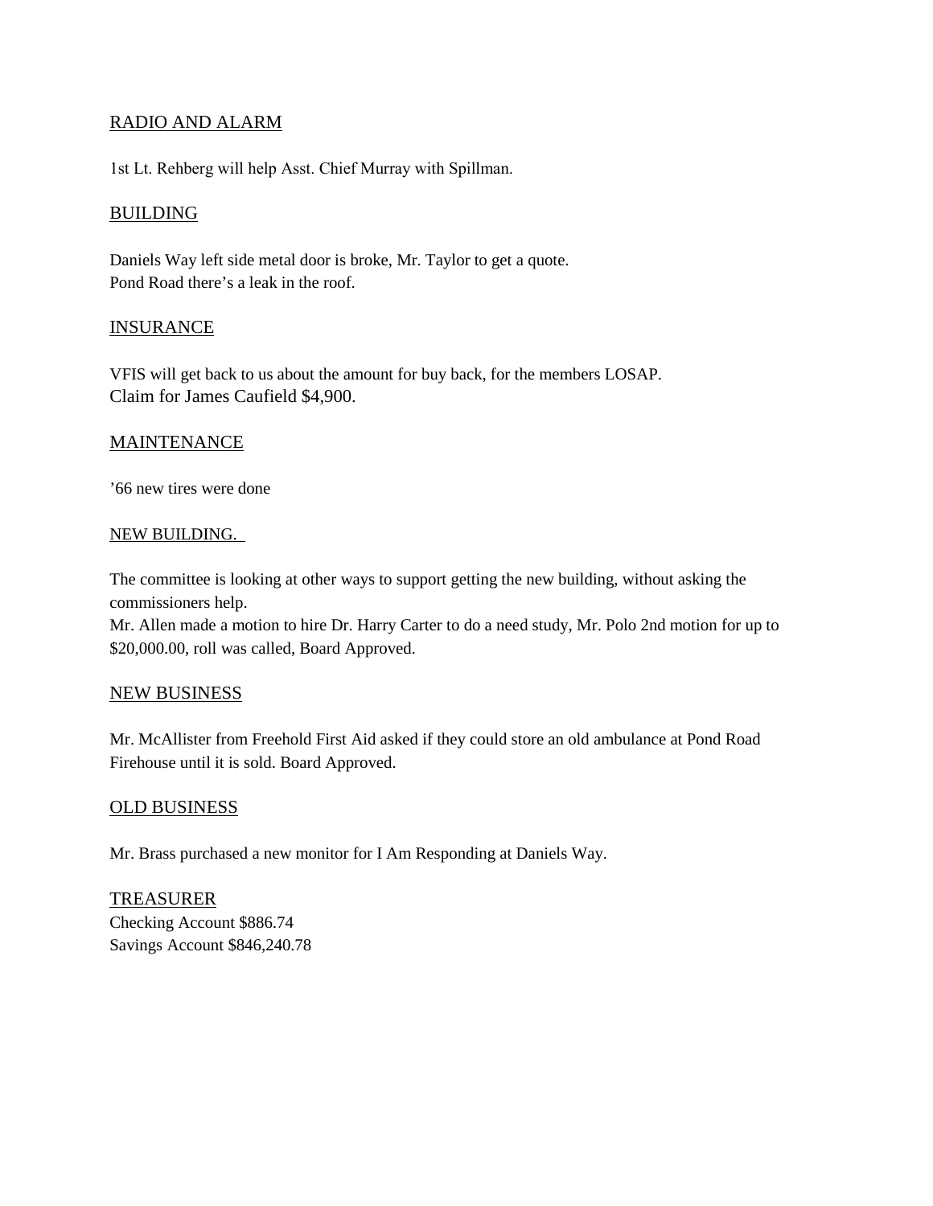## RADIO AND ALARM

1st Lt. Rehberg will help Asst. Chief Murray with Spillman.

## BUILDING

Daniels Way left side metal door is broke, Mr. Taylor to get a quote.
Pond Road there's a leak in the roof.

## INSURANCE

VFIS will get back to us about the amount for buy back, for the members LOSAP.
Claim for James Caufield $4,900.

## MAINTENANCE

'66 new tires were done

## NEW BUILDING.

The committee is looking at other ways to support getting the new building, without asking the commissioners help.
Mr. Allen made a motion to hire Dr. Harry Carter to do a need study, Mr. Polo 2nd motion for up to $20,000.00, roll was called, Board Approved.

## NEW BUSINESS

Mr. McAllister from Freehold First Aid asked if they could store an old ambulance at Pond Road Firehouse until it is sold. Board Approved.

## OLD BUSINESS

Mr. Brass purchased a new monitor for I Am Responding at Daniels Way.

## TREASURER

Checking Account $886.74
Savings Account $846,240.78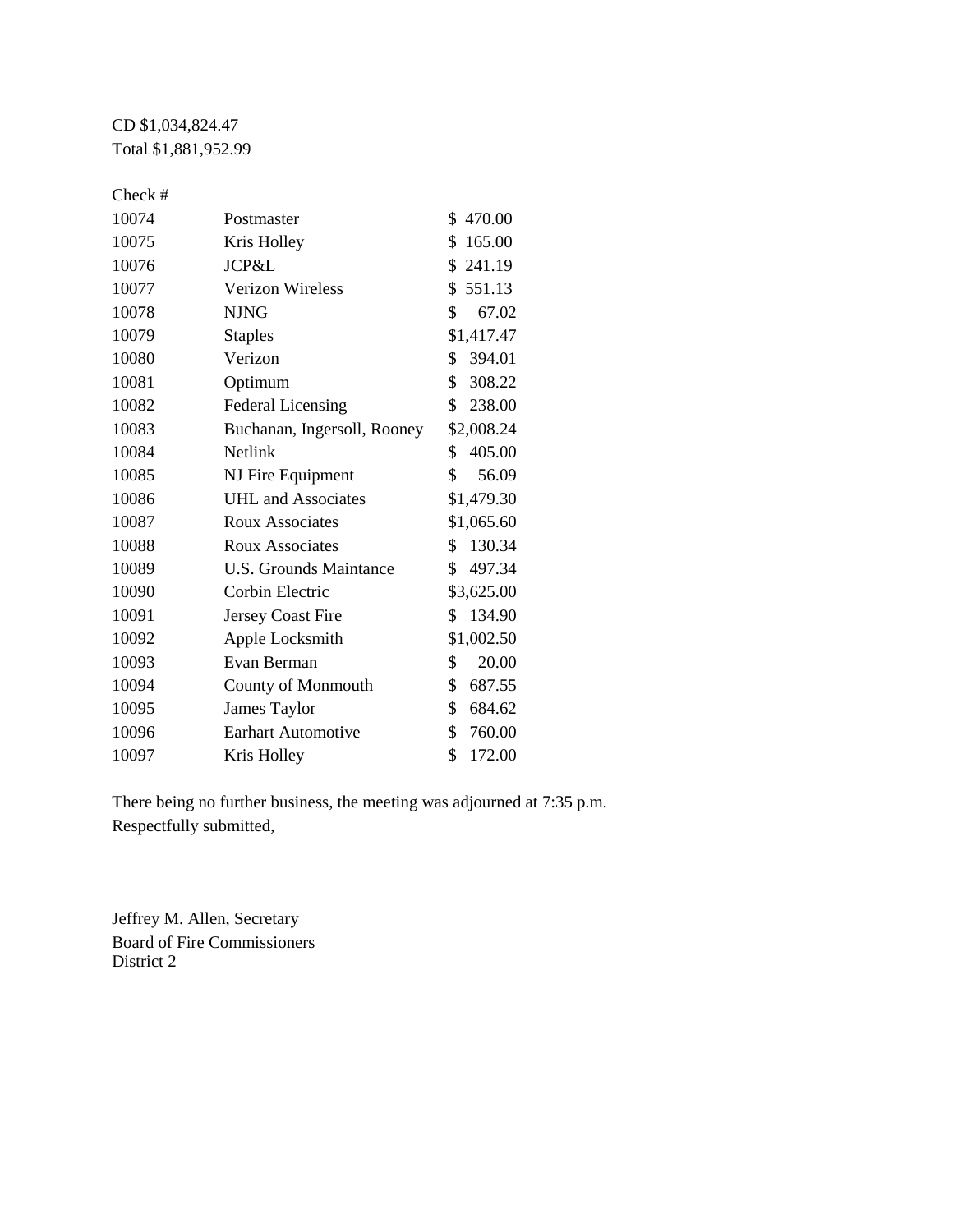CD $1,034,824.47
Total $1,881,952.99

| Check # | | |
|---|---|---|
| 10074 | Postmaster | $ 470.00 |
| 10075 | Kris Holley | $ 165.00 |
| 10076 | JCP&L | $ 241.19 |
| 10077 | Verizon Wireless | $ 551.13 |
| 10078 | NJNG | $ 67.02 |
| 10079 | Staples | $1,417.47 |
| 10080 | Verizon | $ 394.01 |
| 10081 | Optimum | $ 308.22 |
| 10082 | Federal Licensing | $ 238.00 |
| 10083 | Buchanan, Ingersoll, Rooney | $2,008.24 |
| 10084 | Netlink | $ 405.00 |
| 10085 | NJ Fire Equipment | $ 56.09 |
| 10086 | UHL and Associates | $1,479.30 |
| 10087 | Roux Associates | $1,065.60 |
| 10088 | Roux Associates | $ 130.34 |
| 10089 | U.S. Grounds Maintance | $ 497.34 |
| 10090 | Corbin Electric | $3,625.00 |
| 10091 | Jersey Coast Fire | $ 134.90 |
| 10092 | Apple Locksmith | $1,002.50 |
| 10093 | Evan Berman | $ 20.00 |
| 10094 | County of Monmouth | $ 687.55 |
| 10095 | James Taylor | $ 684.62 |
| 10096 | Earhart Automotive | $ 760.00 |
| 10097 | Kris Holley | $ 172.00 |

There being no further business, the meeting was adjourned at 7:35 p.m.
Respectfully submitted,

Jeffrey M. Allen, Secretary
Board of Fire Commissioners
District 2